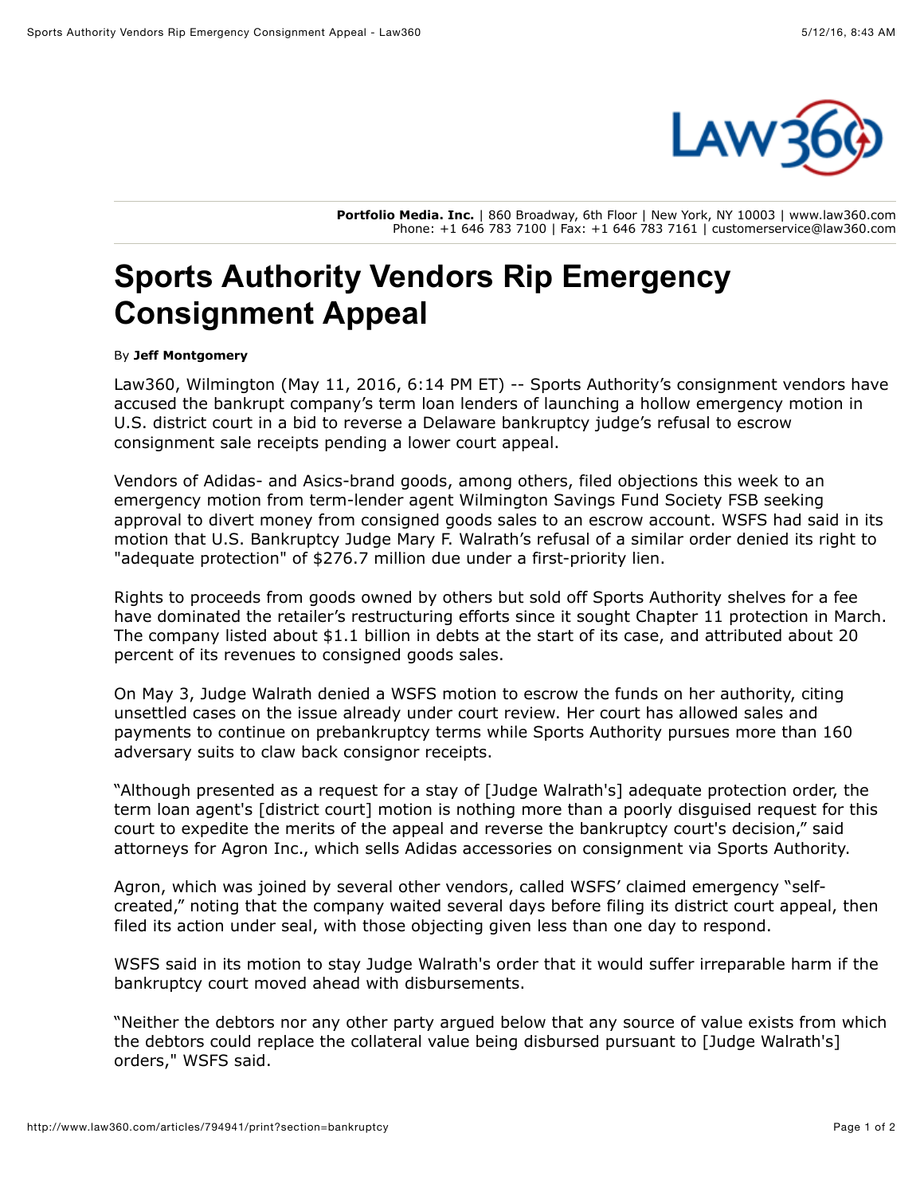**Portfolio Media. Inc.** | 860 Broadway, 6th Floor | New York, NY 10003 | www.law360.com
Phone: +1 646 783 7100 | Fax: +1 646 783 7161 | customerservice@law360.com

# Sports Authority Vendors Rip Emergency Consignment Appeal

By **Jeff Montgomery**

Law360, Wilmington (May 11, 2016, 6:14 PM ET) -- Sports Authority's consignment vendors have accused the bankrupt company's term loan lenders of launching a hollow emergency motion in U.S. district court in a bid to reverse a Delaware bankruptcy judge's refusal to escrow consignment sale receipts pending a lower court appeal.

Vendors of Adidas- and Asics-brand goods, among others, filed objections this week to an emergency motion from term-lender agent Wilmington Savings Fund Society FSB seeking approval to divert money from consigned goods sales to an escrow account. WSFS had said in its motion that U.S. Bankruptcy Judge Mary F. Walrath's refusal of a similar order denied its right to "adequate protection" of $276.7 million due under a first-priority lien.

Rights to proceeds from goods owned by others but sold off Sports Authority shelves for a fee have dominated the retailer's restructuring efforts since it sought Chapter 11 protection in March. The company listed about $1.1 billion in debts at the start of its case, and attributed about 20 percent of its revenues to consigned goods sales.

On May 3, Judge Walrath denied a WSFS motion to escrow the funds on her authority, citing unsettled cases on the issue already under court review. Her court has allowed sales and payments to continue on prebankruptcy terms while Sports Authority pursues more than 160 adversary suits to claw back consignor receipts.

"Although presented as a request for a stay of [Judge Walrath's] adequate protection order, the term loan agent's [district court] motion is nothing more than a poorly disguised request for this court to expedite the merits of the appeal and reverse the bankruptcy court's decision," said attorneys for Agron Inc., which sells Adidas accessories on consignment via Sports Authority.

Agron, which was joined by several other vendors, called WSFS' claimed emergency "self-created," noting that the company waited several days before filing its district court appeal, then filed its action under seal, with those objecting given less than one day to respond.

WSFS said in its motion to stay Judge Walrath's order that it would suffer irreparable harm if the bankruptcy court moved ahead with disbursements.

"Neither the debtors nor any other party argued below that any source of value exists from which the debtors could replace the collateral value being disbursed pursuant to [Judge Walrath's] orders," WSFS said.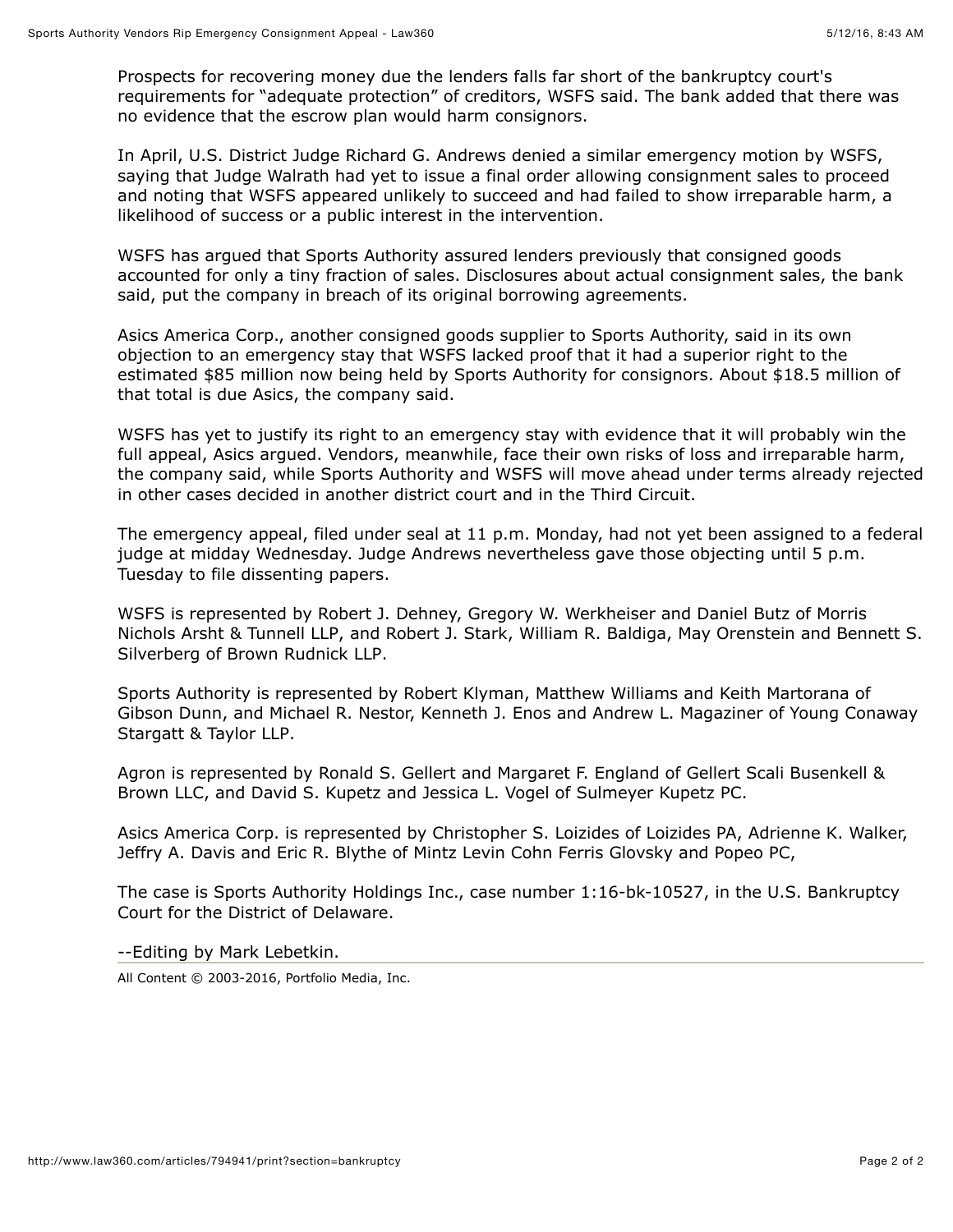Prospects for recovering money due the lenders falls far short of the bankruptcy court's requirements for "adequate protection" of creditors, WSFS said. The bank added that there was no evidence that the escrow plan would harm consignors.

In April, U.S. District Judge Richard G. Andrews denied a similar emergency motion by WSFS, saying that Judge Walrath had yet to issue a final order allowing consignment sales to proceed and noting that WSFS appeared unlikely to succeed and had failed to show irreparable harm, a likelihood of success or a public interest in the intervention.

WSFS has argued that Sports Authority assured lenders previously that consigned goods accounted for only a tiny fraction of sales. Disclosures about actual consignment sales, the bank said, put the company in breach of its original borrowing agreements.

Asics America Corp., another consigned goods supplier to Sports Authority, said in its own objection to an emergency stay that WSFS lacked proof that it had a superior right to the estimated $85 million now being held by Sports Authority for consignors. About $18.5 million of that total is due Asics, the company said.

WSFS has yet to justify its right to an emergency stay with evidence that it will probably win the full appeal, Asics argued. Vendors, meanwhile, face their own risks of loss and irreparable harm, the company said, while Sports Authority and WSFS will move ahead under terms already rejected in other cases decided in another district court and in the Third Circuit.

The emergency appeal, filed under seal at 11 p.m. Monday, had not yet been assigned to a federal judge at midday Wednesday. Judge Andrews nevertheless gave those objecting until 5 p.m. Tuesday to file dissenting papers.

WSFS is represented by Robert J. Dehney, Gregory W. Werkheiser and Daniel Butz of Morris Nichols Arsht & Tunnell LLP, and Robert J. Stark, William R. Baldiga, May Orenstein and Bennett S. Silverberg of Brown Rudnick LLP.

Sports Authority is represented by Robert Klyman, Matthew Williams and Keith Martorana of Gibson Dunn, and Michael R. Nestor, Kenneth J. Enos and Andrew L. Magaziner of Young Conaway Stargatt & Taylor LLP.

Agron is represented by Ronald S. Gellert and Margaret F. England of Gellert Scali Busenkell & Brown LLC, and David S. Kupetz and Jessica L. Vogel of Sulmeyer Kupetz PC.

Asics America Corp. is represented by Christopher S. Loizides of Loizides PA, Adrienne K. Walker, Jeffry A. Davis and Eric R. Blythe of Mintz Levin Cohn Ferris Glovsky and Popeo PC,

The case is Sports Authority Holdings Inc., case number 1:16-bk-10527, in the U.S. Bankruptcy Court for the District of Delaware.

--Editing by Mark Lebetkin.

All Content © 2003-2016, Portfolio Media, Inc.